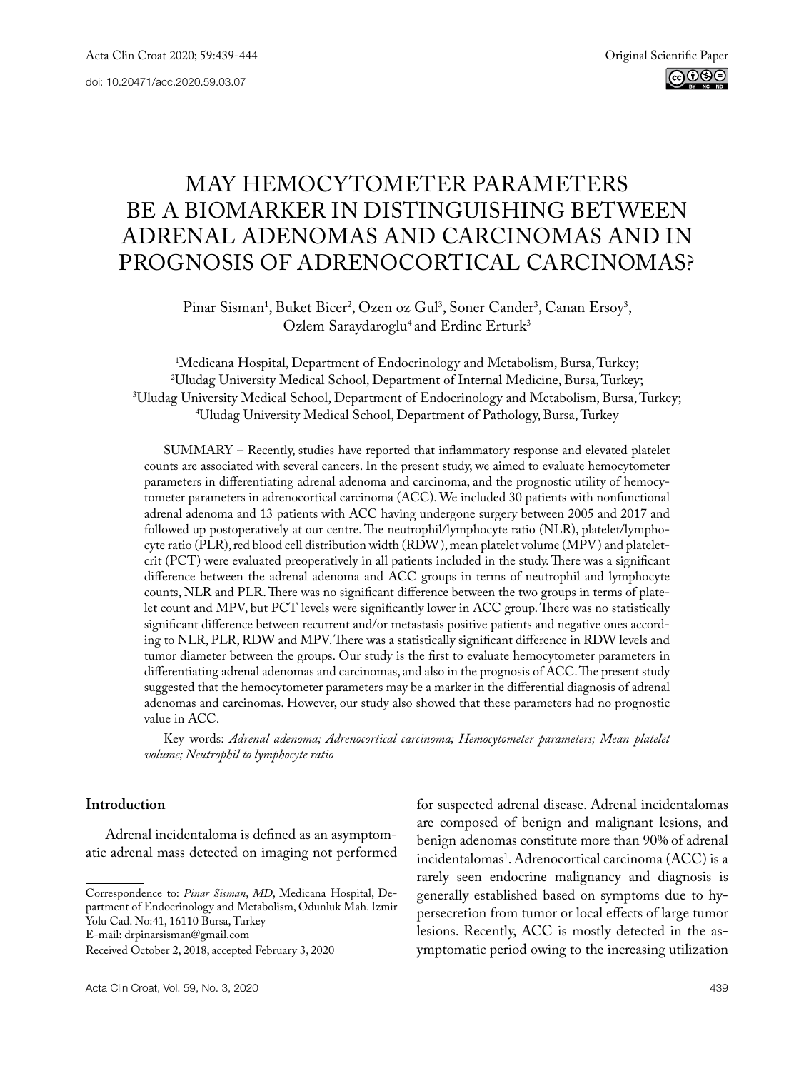Original Scientific Paper

doi: 10.20471/acc.2020.59.03.07

# MAY HEMOCYTOMETER PARAMETERS BE A BIOMARKER IN DISTINGUISHING BETWEEN ADRENAL ADENOMAS AND CARCINOMAS AND IN PROGNOSIS OF ADRENOCORTICAL CARCINOMAS?

Pinar Sisman[1], Buket Bicer[2], Ozen oz Gul[3], Soner Cander[3], Canan Ersoy[3], Ozlem Saraydaroglu[4] and Erdinc Erturk[3]

[1]Medicana Hospital, Department of Endocrinology and Metabolism, Bursa, Turkey;
[2]Uludag University Medical School, Department of Internal Medicine, Bursa, Turkey;
[3]Uludag University Medical School, Department of Endocrinology and Metabolism, Bursa, Turkey;
[4]Uludag University Medical School, Department of Pathology, Bursa, Turkey

SUMMARY – Recently, studies have reported that inflammatory response and elevated platelet counts are associated with several cancers. In the present study, we aimed to evaluate hemocytometer parameters in differentiating adrenal adenoma and carcinoma, and the prognostic utility of hemocytometer parameters in adrenocortical carcinoma (ACC). We included 30 patients with nonfunctional adrenal adenoma and 13 patients with ACC having undergone surgery between 2005 and 2017 and followed up postoperatively at our centre. The neutrophil/lymphocyte ratio (NLR), platelet/lymphocyte ratio (PLR), red blood cell distribution width (RDW), mean platelet volume (MPV) and plateletcrit (PCT) were evaluated preoperatively in all patients included in the study. There was a significant difference between the adrenal adenoma and ACC groups in terms of neutrophil and lymphocyte counts, NLR and PLR. There was no significant difference between the two groups in terms of platelet count and MPV, but PCT levels were significantly lower in ACC group. There was no statistically significant difference between recurrent and/or metastasis positive patients and negative ones according to NLR, PLR, RDW and MPV. There was a statistically significant difference in RDW levels and tumor diameter between the groups. Our study is the first to evaluate hemocytometer parameters in differentiating adrenal adenomas and carcinomas, and also in the prognosis of ACC. The present study suggested that the hemocytometer parameters may be a marker in the differential diagnosis of adrenal adenomas and carcinomas. However, our study also showed that these parameters had no prognostic value in ACC.

Key words: *Adrenal adenoma; Adrenocortical carcinoma; Hemocytometer parameters; Mean platelet volume; Neutrophil to lymphocyte ratio*

## Introduction

Adrenal incidentaloma is defined as an asymptomatic adrenal mass detected on imaging not performed for suspected adrenal disease. Adrenal incidentalomas are composed of benign and malignant lesions, and benign adenomas constitute more than 90% of adrenal incidentalomas[1]. Adrenocortical carcinoma (ACC) is a rarely seen endocrine malignancy and diagnosis is generally established based on symptoms due to hypersecretion from tumor or local effects of large tumor lesions. Recently, ACC is mostly detected in the asymptomatic period owing to the increasing utilization

Correspondence to: *Pinar Sisman*, *MD*, Medicana Hospital, Department of Endocrinology and Metabolism, Odunluk Mah. Izmir Yolu Cad. No:41, 16110 Bursa, Turkey
E-mail: drpinarsisman@gmail.com
Received October 2, 2018, accepted February 3, 2020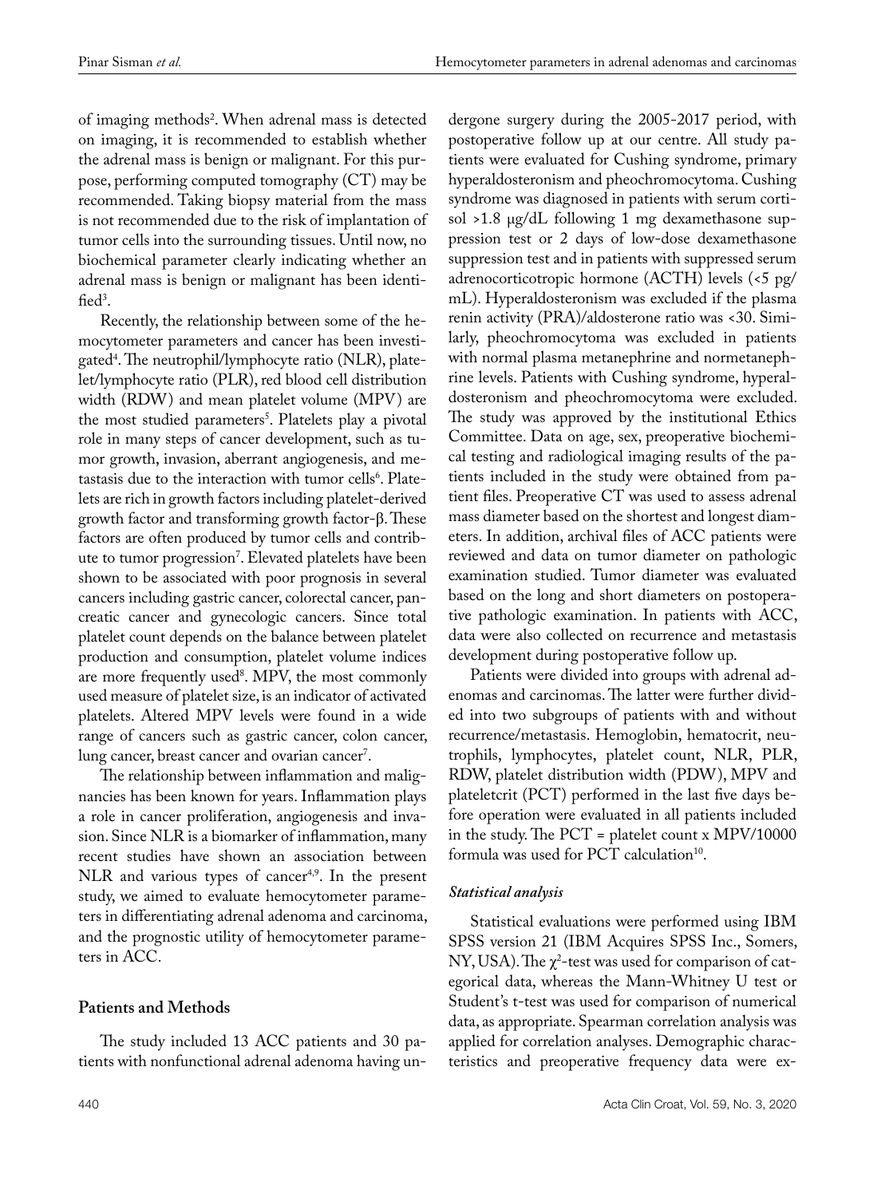of imaging methods[2]. When adrenal mass is detected on imaging, it is recommended to establish whether the adrenal mass is benign or malignant. For this purpose, performing computed tomography (CT) may be recommended. Taking biopsy material from the mass is not recommended due to the risk of implantation of tumor cells into the surrounding tissues. Until now, no biochemical parameter clearly indicating whether an adrenal mass is benign or malignant has been identified[3].

Recently, the relationship between some of the hemocytometer parameters and cancer has been investigated[4]. The neutrophil/lymphocyte ratio (NLR), platelet/lymphocyte ratio (PLR), red blood cell distribution width (RDW) and mean platelet volume (MPV) are the most studied parameters[5]. Platelets play a pivotal role in many steps of cancer development, such as tumor growth, invasion, aberrant angiogenesis, and metastasis due to the interaction with tumor cells[6]. Platelets are rich in growth factors including platelet-derived growth factor and transforming growth factor-β. These factors are often produced by tumor cells and contribute to tumor progression[7]. Elevated platelets have been shown to be associated with poor prognosis in several cancers including gastric cancer, colorectal cancer, pancreatic cancer and gynecologic cancers. Since total platelet count depends on the balance between platelet production and consumption, platelet volume indices are more frequently used[8]. MPV, the most commonly used measure of platelet size, is an indicator of activated platelets. Altered MPV levels were found in a wide range of cancers such as gastric cancer, colon cancer, lung cancer, breast cancer and ovarian cancer[7].

The relationship between inflammation and malignancies has been known for years. Inflammation plays a role in cancer proliferation, angiogenesis and invasion. Since NLR is a biomarker of inflammation, many recent studies have shown an association between NLR and various types of cancer[4,9]. In the present study, we aimed to evaluate hemocytometer parameters in differentiating adrenal adenoma and carcinoma, and the prognostic utility of hemocytometer parameters in ACC.

## Patients and Methods

The study included 13 ACC patients and 30 patients with nonfunctional adrenal adenoma having undergone surgery during the 2005-2017 period, with postoperative follow up at our centre. All study patients were evaluated for Cushing syndrome, primary hyperaldosteronism and pheochromocytoma. Cushing syndrome was diagnosed in patients with serum cortisol >1.8 μg/dL following 1 mg dexamethasone suppression test or 2 days of low-dose dexamethasone suppression test and in patients with suppressed serum adrenocorticotropic hormone (ACTH) levels (<5 pg/mL). Hyperaldosteronism was excluded if the plasma renin activity (PRA)/aldosterone ratio was <30. Similarly, pheochromocytoma was excluded in patients with normal plasma metanephrine and normetanephrine levels. Patients with Cushing syndrome, hyperaldosteronism and pheochromocytoma were excluded. The study was approved by the institutional Ethics Committee. Data on age, sex, preoperative biochemical testing and radiological imaging results of the patients included in the study were obtained from patient files. Preoperative CT was used to assess adrenal mass diameter based on the shortest and longest diameters. In addition, archival files of ACC patients were reviewed and data on tumor diameter on pathologic examination studied. Tumor diameter was evaluated based on the long and short diameters on postoperative pathologic examination. In patients with ACC, data were also collected on recurrence and metastasis development during postoperative follow up.

Patients were divided into groups with adrenal adenomas and carcinomas. The latter were further divided into two subgroups of patients with and without recurrence/metastasis. Hemoglobin, hematocrit, neutrophils, lymphocytes, platelet count, NLR, PLR, RDW, platelet distribution width (PDW), MPV and plateletcrit (PCT) performed in the last five days before operation were evaluated in all patients included in the study. The PCT = platelet count x MPV/10000 formula was used for PCT calculation[10].

### *Statistical analysis*

Statistical evaluations were performed using IBM SPSS version 21 (IBM Acquires SPSS Inc., Somers, NY, USA). The $\chi^2$-test was used for comparison of categorical data, whereas the Mann-Whitney U test or Student's t-test was used for comparison of numerical data, as appropriate. Spearman correlation analysis was applied for correlation analyses. Demographic characteristics and preoperative frequency data were ex-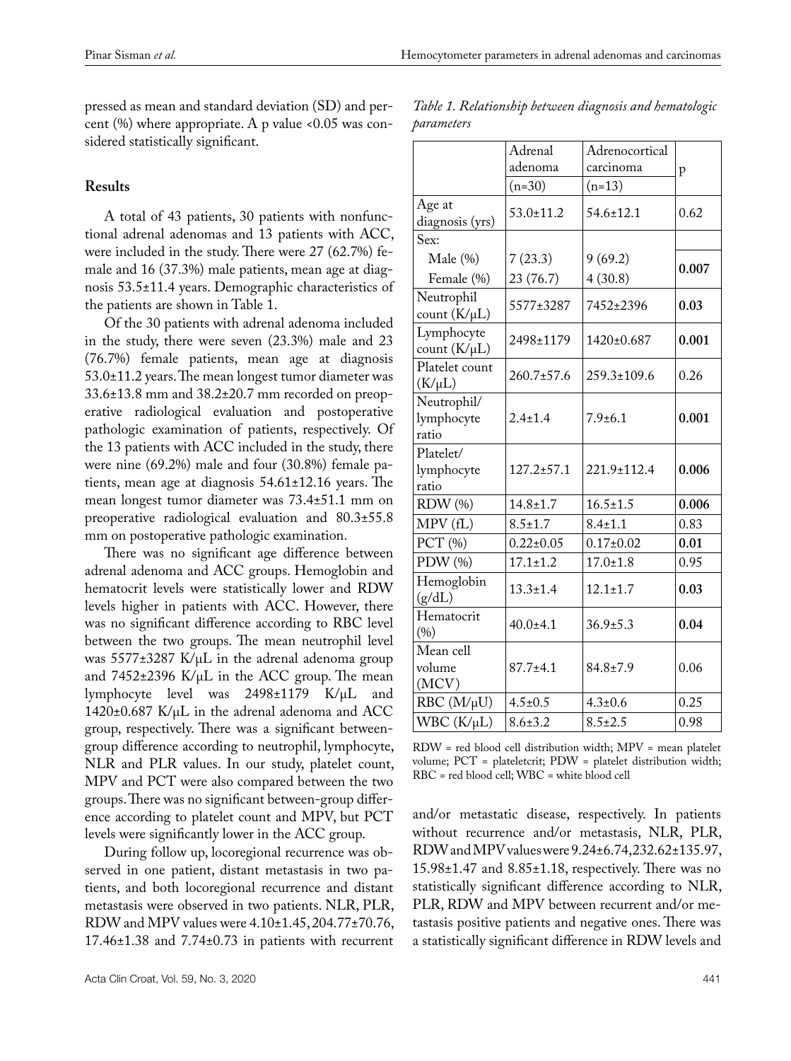pressed as mean and standard deviation (SD) and percent (%) where appropriate. A p value <0.05 was considered statistically significant.

## Results

A total of 43 patients, 30 patients with nonfunctional adrenal adenomas and 13 patients with ACC, were included in the study. There were 27 (62.7%) female and 16 (37.3%) male patients, mean age at diagnosis 53.5±11.4 years. Demographic characteristics of the patients are shown in Table 1.

Of the 30 patients with adrenal adenoma included in the study, there were seven (23.3%) male and 23 (76.7%) female patients, mean age at diagnosis 53.0±11.2 years. The mean longest tumor diameter was 33.6±13.8 mm and 38.2±20.7 mm recorded on preoperative radiological evaluation and postoperative pathologic examination of patients, respectively. Of the 13 patients with ACC included in the study, there were nine (69.2%) male and four (30.8%) female patients, mean age at diagnosis 54.61±12.16 years. The mean longest tumor diameter was 73.4±51.1 mm on preoperative radiological evaluation and 80.3±55.8 mm on postoperative pathologic examination.

There was no significant age difference between adrenal adenoma and ACC groups. Hemoglobin and hematocrit levels were statistically lower and RDW levels higher in patients with ACC. However, there was no significant difference according to RBC level between the two groups. The mean neutrophil level was 5577±3287 K/µL in the adrenal adenoma group and 7452±2396 K/µL in the ACC group. The mean lymphocyte level was 2498±1179 K/µL and 1420±0.687 K/µL in the adrenal adenoma and ACC group, respectively. There was a significant between-group difference according to neutrophil, lymphocyte, NLR and PLR values. In our study, platelet count, MPV and PCT were also compared between the two groups. There was no significant between-group difference according to platelet count and MPV, but PCT levels were significantly lower in the ACC group.

During follow up, locoregional recurrence was observed in one patient, distant metastasis in two patients, and both locoregional recurrence and distant metastasis were observed in two patients. NLR, PLR, RDW and MPV values were 4.10±1.45, 204.77±70.76, 17.46±1.38 and 7.74±0.73 in patients with recurrent and/or metastatic disease, respectively. In patients without recurrence and/or metastasis, NLR, PLR, RDW and MPV values were 9.24±6.74, 232.62±135.97, 15.98±1.47 and 8.85±1.18, respectively. There was no statistically significant difference according to NLR, PLR, RDW and MPV between recurrent and/or metastasis positive patients and negative ones. There was a statistically significant difference in RDW levels and

*Table 1. Relationship between diagnosis and hematologic parameters*

| | Adrenal adenoma (n=30) | Adrenocortical carcinoma (n=13) | p |
|---|---|---|---|
| Age at diagnosis (yrs) | 53.0±11.2 | 54.6±12.1 | 0.62 |
| Sex: | | | |
| Male (%) | 7 (23.3) | 9 (69.2) | **0.007** |
| Female (%) | 23 (76.7) | 4 (30.8) | |
| Neutrophil count (K/µL) | 5577±3287 | 7452±2396 | **0.03** |
| Lymphocyte count (K/µL) | 2498±1179 | 1420±0.687 | **0.001** |
| Platelet count (K/µL) | 260.7±57.6 | 259.3±109.6 | 0.26 |
| Neutrophil/lymphocyte ratio | 2.4±1.4 | 7.9±6.1 | **0.001** |
| Platelet/lymphocyte ratio | 127.2±57.1 | 221.9±112.4 | **0.006** |
| RDW (%) | 14.8±1.7 | 16.5±1.5 | **0.006** |
| MPV (fL) | 8.5±1.7 | 8.4±1.1 | 0.83 |
| PCT (%) | 0.22±0.05 | 0.17±0.02 | **0.01** |
| PDW (%) | 17.1±1.2 | 17.0±1.8 | 0.95 |
| Hemoglobin (g/dL) | 13.3±1.4 | 12.1±1.7 | **0.03** |
| Hematocrit (%) | 40.0±4.1 | 36.9±5.3 | **0.04** |
| Mean cell volume (MCV) | 87.7±4.1 | 84.8±7.9 | 0.06 |
| RBC (M/µU) | 4.5±0.5 | 4.3±0.6 | 0.25 |
| WBC (K/µL) | 8.6±3.2 | 8.5±2.5 | 0.98 |

RDW = red blood cell distribution width; MPV = mean platelet volume; PCT = plateletcrit; PDW = platelet distribution width; RBC = red blood cell; WBC = white blood cell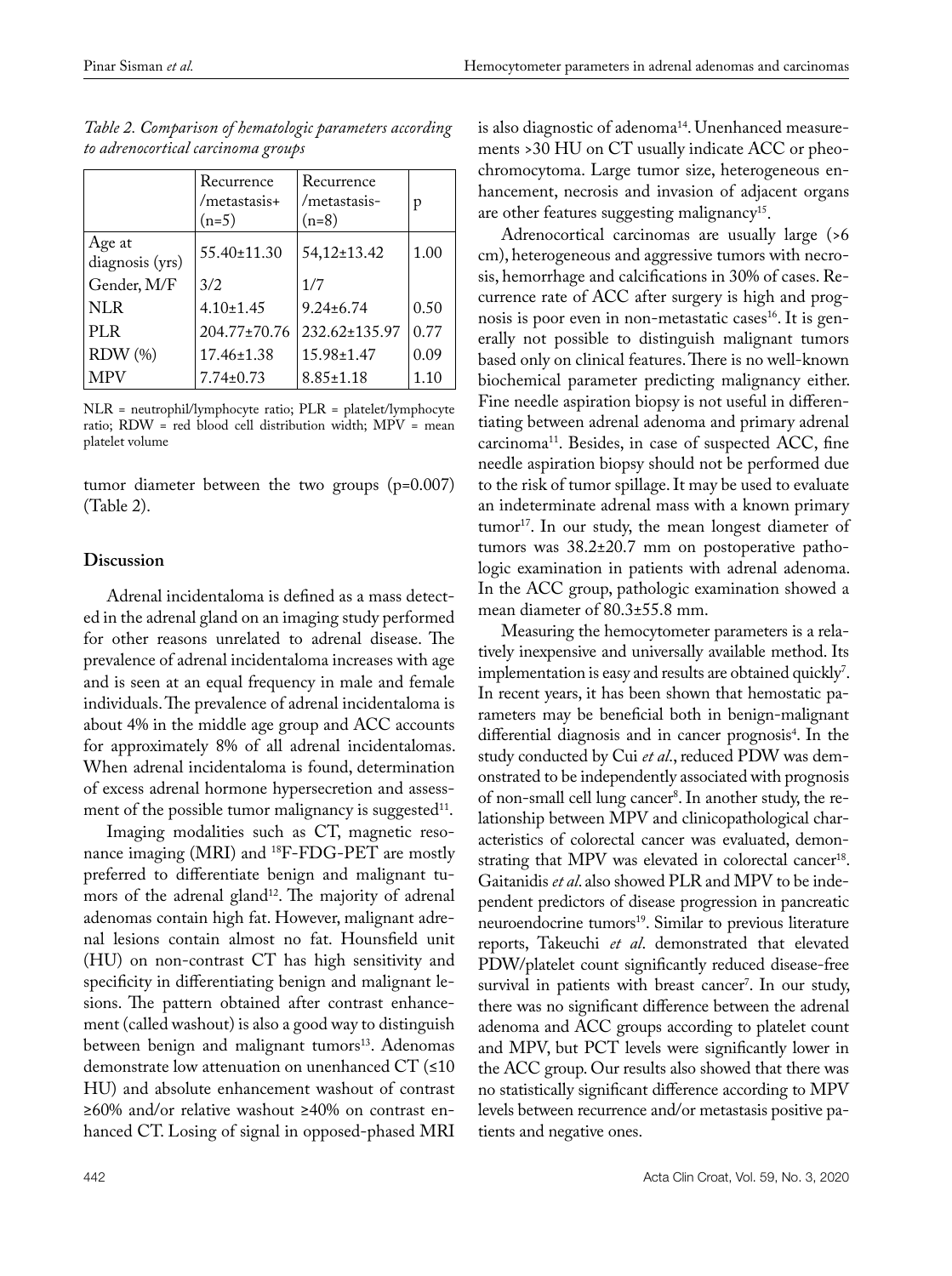*Table 2. Comparison of hematologic parameters according to adrenocortical carcinoma groups*

| | Recurrence /metastasis+ (n=5) | Recurrence /metastasis- (n=8) | p |
|---|---|---|---|
| Age at diagnosis (yrs) | 55.40±11.30 | 54,12±13.42 | 1.00 |
| Gender, M/F | 3/2 | 1/7 | |
| NLR | 4.10±1.45 | 9.24±6.74 | 0.50 |
| PLR | 204.77±70.76 | 232.62±135.97 | 0.77 |
| RDW (%) | 17.46±1.38 | 15.98±1.47 | 0.09 |
| MPV | 7.74±0.73 | 8.85±1.18 | 1.10 |

NLR = neutrophil/lymphocyte ratio; PLR = platelet/lymphocyte ratio; RDW = red blood cell distribution width; MPV = mean platelet volume

tumor diameter between the two groups (p=0.007) (Table 2).

## Discussion

Adrenal incidentaloma is defined as a mass detected in the adrenal gland on an imaging study performed for other reasons unrelated to adrenal disease. The prevalence of adrenal incidentaloma increases with age and is seen at an equal frequency in male and female individuals. The prevalence of adrenal incidentaloma is about 4% in the middle age group and ACC accounts for approximately 8% of all adrenal incidentalomas. When adrenal incidentaloma is found, determination of excess adrenal hormone hypersecretion and assessment of the possible tumor malignancy is suggested[11].

Imaging modalities such as CT, magnetic resonance imaging (MRI) and $^{18}$F-FDG-PET are mostly preferred to differentiate benign and malignant tumors of the adrenal gland[12]. The majority of adrenal adenomas contain high fat. However, malignant adrenal lesions contain almost no fat. Hounsfield unit (HU) on non-contrast CT has high sensitivity and specificity in differentiating benign and malignant lesions. The pattern obtained after contrast enhancement (called washout) is also a good way to distinguish between benign and malignant tumors[13]. Adenomas demonstrate low attenuation on unenhanced CT (≤10 HU) and absolute enhancement washout of contrast ≥60% and/or relative washout ≥40% on contrast enhanced CT. Losing of signal in opposed-phased MRI is also diagnostic of adenoma[14]. Unenhanced measurements >30 HU on CT usually indicate ACC or pheochromocytoma. Large tumor size, heterogeneous enhancement, necrosis and invasion of adjacent organs are other features suggesting malignancy[15].

Adrenocortical carcinomas are usually large (>6 cm), heterogeneous and aggressive tumors with necrosis, hemorrhage and calcifications in 30% of cases. Recurrence rate of ACC after surgery is high and prognosis is poor even in non-metastatic cases[16]. It is generally not possible to distinguish malignant tumors based only on clinical features. There is no well-known biochemical parameter predicting malignancy either. Fine needle aspiration biopsy is not useful in differentiating between adrenal adenoma and primary adrenal carcinoma[11]. Besides, in case of suspected ACC, fine needle aspiration biopsy should not be performed due to the risk of tumor spillage. It may be used to evaluate an indeterminate adrenal mass with a known primary tumor[17]. In our study, the mean longest diameter of tumors was 38.2±20.7 mm on postoperative pathologic examination in patients with adrenal adenoma. In the ACC group, pathologic examination showed a mean diameter of 80.3±55.8 mm.

Measuring the hemocytometer parameters is a relatively inexpensive and universally available method. Its implementation is easy and results are obtained quickly[7]. In recent years, it has been shown that hemostatic parameters may be beneficial both in benign-malignant differential diagnosis and in cancer prognosis[4]. In the study conducted by Cui *et al*., reduced PDW was demonstrated to be independently associated with prognosis of non-small cell lung cancer[8]. In another study, the relationship between MPV and clinicopathological characteristics of colorectal cancer was evaluated, demonstrating that MPV was elevated in colorectal cancer[18]. Gaitanidis *et al*. also showed PLR and MPV to be independent predictors of disease progression in pancreatic neuroendocrine tumors[19]. Similar to previous literature reports, Takeuchi *et al*. demonstrated that elevated PDW/platelet count significantly reduced disease-free survival in patients with breast cancer[7]. In our study, there was no significant difference between the adrenal adenoma and ACC groups according to platelet count and MPV, but PCT levels were significantly lower in the ACC group. Our results also showed that there was no statistically significant difference according to MPV levels between recurrence and/or metastasis positive patients and negative ones.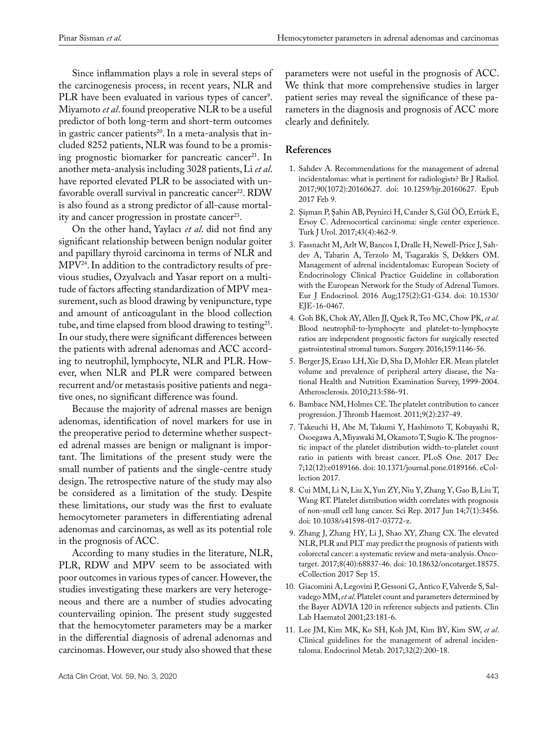Since inflammation plays a role in several steps of the carcinogenesis process, in recent years, NLR and PLR have been evaluated in various types of cancer[9]. Miyamoto *et al*. found preoperative NLR to be a useful predictor of both long-term and short-term outcomes in gastric cancer patients[20]. In a meta-analysis that included 8252 patients, NLR was found to be a promising prognostic biomarker for pancreatic cancer[21]. In another meta-analysis including 3028 patients, Li *et al*. have reported elevated PLR to be associated with unfavorable overall survival in pancreatic cancer[22]. RDW is also found as a strong predictor of all-cause mortality and cancer progression in prostate cancer[23].

On the other hand, Yaylacı *et al*. did not find any significant relationship between benign nodular goiter and papillary thyroid carcinoma in terms of NLR and MPV[24]. In addition to the contradictory results of previous studies, Ozyalvaclı and Yasar report on a multitude of factors affecting standardization of MPV measurement, such as blood drawing by venipuncture, type and amount of anticoagulant in the blood collection tube, and time elapsed from blood drawing to testing[25]. In our study, there were significant differences between the patients with adrenal adenomas and ACC according to neutrophil, lymphocyte, NLR and PLR. However, when NLR and PLR were compared between recurrent and/or metastasis positive patients and negative ones, no significant difference was found.

Because the majority of adrenal masses are benign adenomas, identification of novel markers for use in the preoperative period to determine whether suspected adrenal masses are benign or malignant is important. The limitations of the present study were the small number of patients and the single-centre study design. The retrospective nature of the study may also be considered as a limitation of the study. Despite these limitations, our study was the first to evaluate hemocytometer parameters in differentiating adrenal adenomas and carcinomas, as well as its potential role in the prognosis of ACC.

According to many studies in the literature, NLR, PLR, RDW and MPV seem to be associated with poor outcomes in various types of cancer. However, the studies investigating these markers are very heterogeneous and there are a number of studies advocating countervailing opinion. The present study suggested that the hemocytometer parameters may be a marker in the differential diagnosis of adrenal adenomas and carcinomas. However, our study also showed that these parameters were not useful in the prognosis of ACC. We think that more comprehensive studies in larger patient series may reveal the significance of these parameters in the diagnosis and prognosis of ACC more clearly and definitely.

## References

1. Sahdev A. Recommendations for the management of adrenal incidentalomas: what is pertinent for radiologists? Br J Radiol. 2017;90(1072):20160627. doi: 10.1259/bjr.20160627. Epub 2017 Feb 9.
2. Şişman P, Şahin AB, Peynirci H, Cander S, Gül ÖÖ, Ertürk E, Ersoy C. Adrenocortical carcinoma: single center experience. Turk J Urol. 2017;43(4):462-9.
3. Fassnacht M, Arlt W, Bancos I, Dralle H, Newell-Price J, Sahdev A, Tabarin A, Terzolo M, Tsagarakis S, Dekkers OM. Management of adrenal incidentalomas: European Society of Endocrinology Clinical Practice Guideline in collaboration with the European Network for the Study of Adrenal Tumors. Eur J Endocrinol. 2016 Aug;175(2):G1-G34. doi: 10.1530/EJE-16-0467.
4. Goh BK, Chok AY, Allen JJ, Quek R, Teo MC, Chow PK, *et al*. Blood neutrophil-to-lymphocyte and platelet-to-lymphocyte ratios are independent prognostic factors for surgically resected gastrointestinal stromal tumors. Surgery. 2016;159:1146-56.
5. Berger JS, Eraso LH, Xie D, Sha D, Mohler ER. Mean platelet volume and prevalence of peripheral artery disease, the National Health and Nutrition Examination Survey, 1999-2004. Atherosclerosis. 2010;213:586-91.
6. Bambace NM, Holmes CE. The platelet contribution to cancer progression. J Thromb Haemost. 2011;9(2):237-49.
7. Takeuchi H, Abe M, Takumi Y, Hashimoto T, Kobayashi R, Osoegawa A, Miyawaki M, Okamoto T, Sugio K. The prognostic impact of the platelet distribution width-to-platelet count ratio in patients with breast cancer. PLoS One. 2017 Dec 7;12(12):e0189166. doi: 10.1371/journal.pone.0189166. eCollection 2017.
8. Cui MM, Li N, Liu X, Yun ZY, Niu Y, Zhang Y, Gao B, Liu T, Wang RT. Platelet distribution width correlates with prognosis of non-small cell lung cancer. Sci Rep. 2017 Jun 14;7(1):3456. doi: 10.1038/s41598-017-03772-z.
9. Zhang J, Zhang HY, Li J, Shao XY, Zhang CX. The elevated NLR, PLR and PLT may predict the prognosis of patients with colorectal cancer: a systematic review and meta-analysis. Oncotarget. 2017;8(40):68837-46. doi: 10.18632/oncotarget.18575. eCollection 2017 Sep 15.
10. Giacomini A, Legovini P, Gessoni G, Antico F, Valverde S, Salvadego MM, *et al*. Platelet count and parameters determined by the Bayer ADVIA 120 in reference subjects and patients. Clin Lab Haematol 2001;23:181-6.
11. Lee JM, Kim MK, Ko SH, Koh JM, Kim BY, Kim SW, *et al*. Clinical guidelines for the management of adrenal incidentaloma. Endocrinol Metab. 2017;32(2):200-18.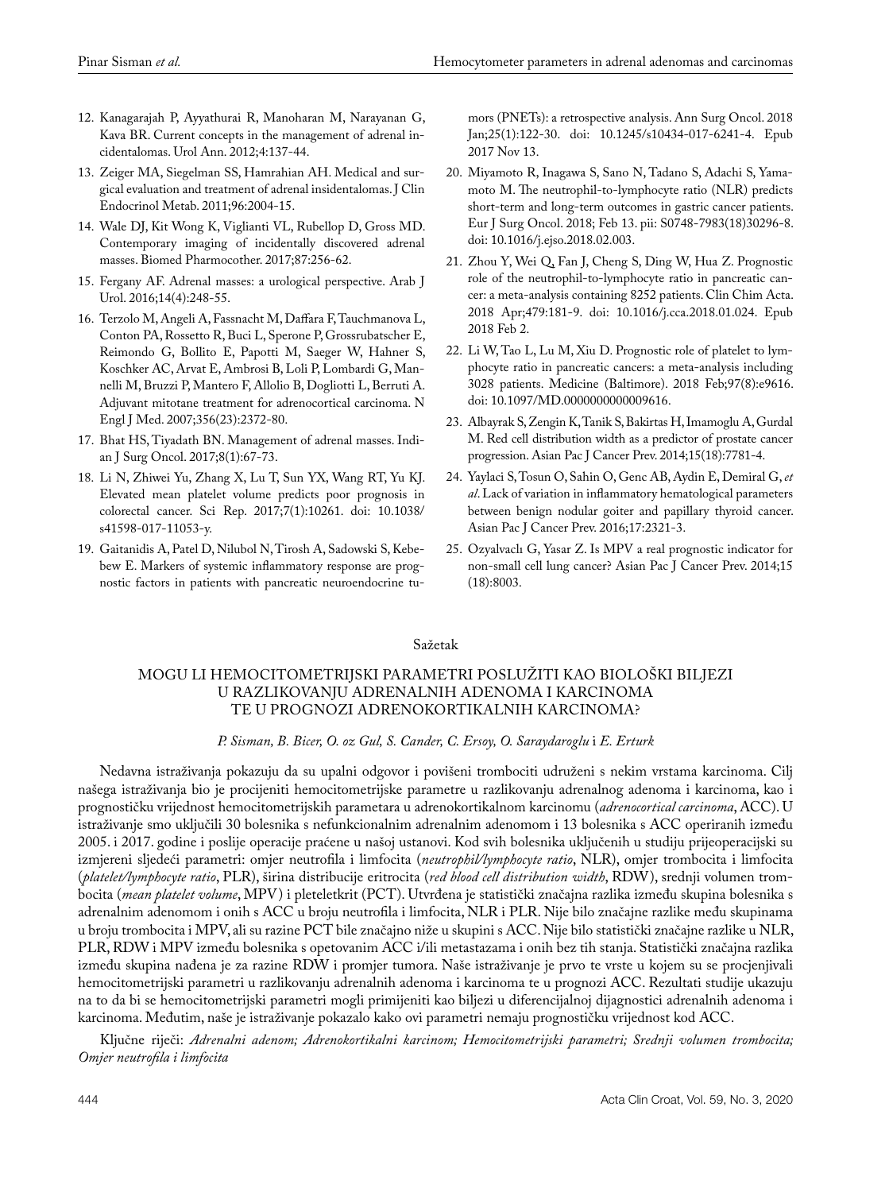12. Kanagarajah P, Ayyathurai R, Manoharan M, Narayanan G, Kava BR. Current concepts in the management of adrenal incidentalomas. Urol Ann. 2012;4:137-44.
13. Zeiger MA, Siegelman SS, Hamrahian AH. Medical and surgical evaluation and treatment of adrenal insidentalomas. J Clin Endocrinol Metab. 2011;96:2004-15.
14. Wale DJ, Kit Wong K, Viglianti VL, Rubellop D, Gross MD. Contemporary imaging of incidentally discovered adrenal masses. Biomed Pharmocother. 2017;87:256-62.
15. Fergany AF. Adrenal masses: a urological perspective. Arab J Urol. 2016;14(4):248-55.
16. Terzolo M, Angeli A, Fassnacht M, Daffara F, Tauchmanova L, Conton PA, Rossetto R, Buci L, Sperone P, Grossrubatscher E, Reimondo G, Bollito E, Papotti M, Saeger W, Hahner S, Koschker AC, Arvat E, Ambrosi B, Loli P, Lombardi G, Mannelli M, Bruzzi P, Mantero F, Allolio B, Dogliotti L, Berruti A. Adjuvant mitotane treatment for adrenocortical carcinoma. N Engl J Med. 2007;356(23):2372-80.
17. Bhat HS, Tiyadath BN. Management of adrenal masses. Indian J Surg Oncol. 2017;8(1):67-73.
18. Li N, Zhiwei Yu, Zhang X, Lu T, Sun YX, Wang RT, Yu KJ. Elevated mean platelet volume predicts poor prognosis in colorectal cancer. Sci Rep. 2017;7(1):10261. doi: 10.1038/s41598-017-11053-y.
19. Gaitanidis A, Patel D, Nilubol N, Tirosh A, Sadowski S, Kebebew E. Markers of systemic inflammatory response are prognostic factors in patients with pancreatic neuroendocrine tumors (PNETs): a retrospective analysis. Ann Surg Oncol. 2018 Jan;25(1):122-30. doi: 10.1245/s10434-017-6241-4. Epub 2017 Nov 13.
20. Miyamoto R, Inagawa S, Sano N, Tadano S, Adachi S, Yamamoto M. The neutrophil-to-lymphocyte ratio (NLR) predicts short-term and long-term outcomes in gastric cancer patients. Eur J Surg Oncol. 2018; Feb 13. pii: S0748-7983(18)30296-8. doi: 10.1016/j.ejso.2018.02.003.
21. Zhou Y, Wei Q, Fan J, Cheng S, Ding W, Hua Z. Prognostic role of the neutrophil-to-lymphocyte ratio in pancreatic cancer: a meta-analysis containing 8252 patients. Clin Chim Acta. 2018 Apr;479:181-9. doi: 10.1016/j.cca.2018.01.024. Epub 2018 Feb 2.
22. Li W, Tao L, Lu M, Xiu D. Prognostic role of platelet to lymphocyte ratio in pancreatic cancers: a meta-analysis including 3028 patients. Medicine (Baltimore). 2018 Feb;97(8):e9616. doi: 10.1097/MD.0000000000009616.
23. Albayrak S, Zengin K, Tanik S, Bakirtas H, Imamoglu A, Gurdal M. Red cell distribution width as a predictor of prostate cancer progression. Asian Pac J Cancer Prev. 2014;15(18):7781-4.
24. Yaylaci S, Tosun O, Sahin O, Genc AB, Aydin E, Demiral G, *et al*. Lack of variation in inflammatory hematological parameters between benign nodular goiter and papillary thyroid cancer. Asian Pac J Cancer Prev. 2016;17:2321-3.
25. Ozyalvaclı G, Yasar Z. Is MPV a real prognostic indicator for non-small cell lung cancer? Asian Pac J Cancer Prev. 2014;15(18):8003.

## Sažetak

### MOGU LI HEMOCITOMETRIJSKI PARAMETRI POSLUŽITI KAO BIOLOŠKI BILJEZI U RAZLIKOVANJU ADRENALNIH ADENOMA I KARCINOMA TE U PROGNOZI ADRENOKORTIKALNIH KARCINOMA?

*P. Sisman, B. Bicer, O. oz Gul, S. Cander, C. Ersoy, O. Saraydaroglu* i *E. Erturk*

Nedavna istraživanja pokazuju da su upalni odgovor i povišeni trombociti udruženi s nekim vrstama karcinoma. Cilj našega istraživanja bio je procijeniti hemocitometrijske parametre u razlikovanju adrenalnog adenoma i karcinoma, kao i prognostičku vrijednost hemocitometrijskih parametara u adrenokortikalnom karcinomu (*adrenocortical carcinoma*, ACC). U istraživanje smo uključili 30 bolesnika s nefunkcionalnim adrenalnim adenomom i 13 bolesnika s ACC operiranih između 2005. i 2017. godine i poslije operacije praćene u našoj ustanovi. Kod svih bolesnika uključenih u studiju prijeoperacijski su izmjereni sljedeći parametri: omjer neutrofila i limfocita (*neutrophil/lymphocyte ratio*, NLR), omjer trombocita i limfocita (*platelet/lymphocyte ratio*, PLR), širina distribucije eritrocita (*red blood cell distribution width*, RDW), srednji volumen trombocita (*mean platelet volume*, MPV) i pleteletkrit (PCT). Utvrđena je statistički značajna razlika između skupina bolesnika s adrenalnim adenomom i onih s ACC u broju neutrofila i limfocita, NLR i PLR. Nije bilo značajne razlike među skupinama u broju trombocita i MPV, ali su razine PCT bile značajno niže u skupini s ACC. Nije bilo statistički značajne razlike u NLR, PLR, RDW i MPV između bolesnika s opetovanim ACC i/ili metastazama i onih bez tih stanja. Statistički značajna razlika između skupina nađena je za razine RDW i promjer tumora. Naše istraživanje je prvo te vrste u kojem su se procjenjivali hemocitometrijski parametri u razlikovanju adrenalnih adenoma i karcinoma te u prognozi ACC. Rezultati studije ukazuju na to da bi se hemocitometrijski parametri mogli primijeniti kao biljezi u diferencijalnoj dijagnostici adrenalnih adenoma i karcinoma. Međutim, naše je istraživanje pokazalo kako ovi parametri nemaju prognostičku vrijednost kod ACC.

Ključne riječi: *Adrenalni adenom; Adrenokortikalni karcinom; Hemocitometrijski parametri; Srednji volumen trombocita; Omjer neutrofila i limfocita*